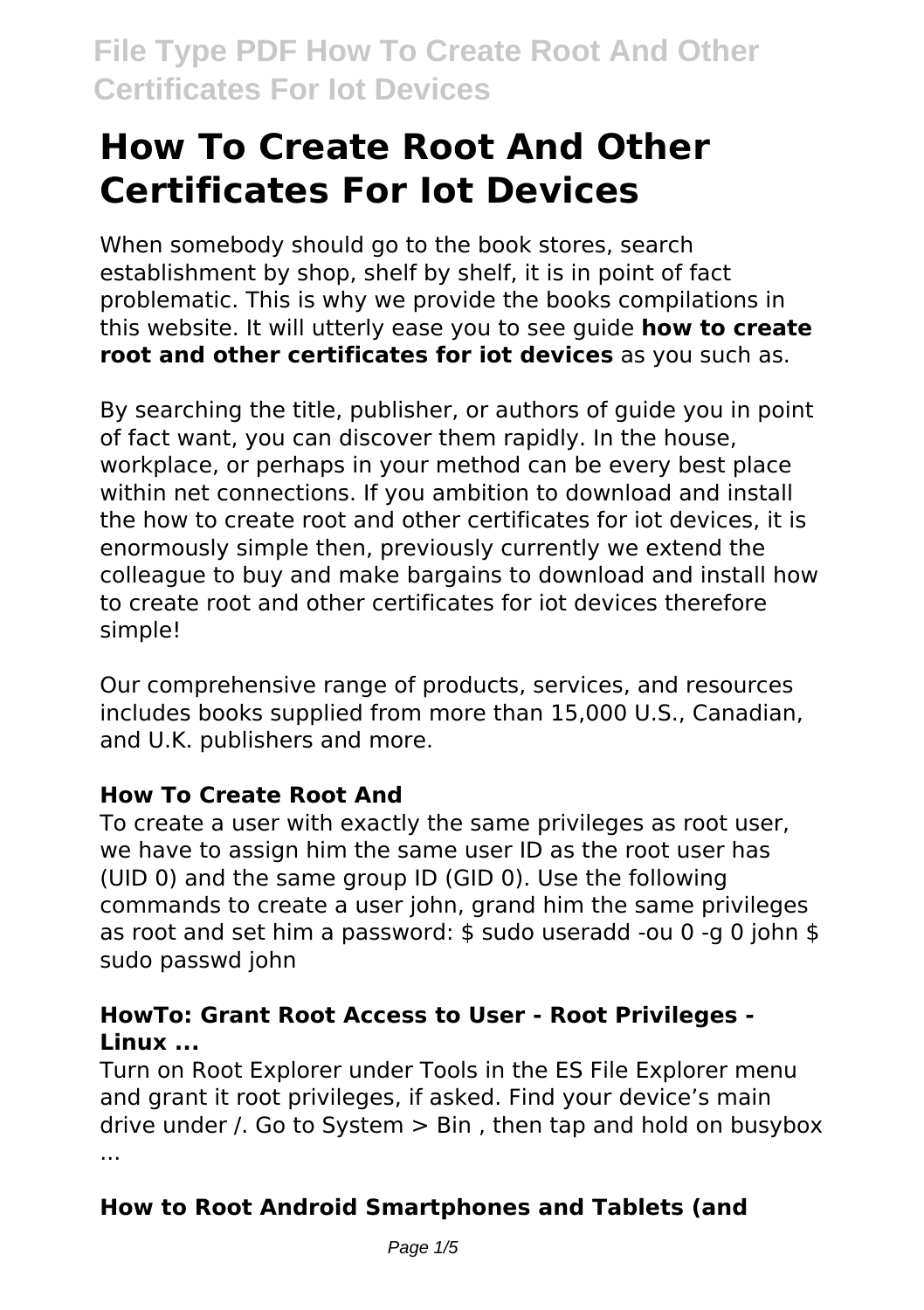# How To Create Root And Other Certificates For Iot Devices

When somebody should go to the book stores, search establishment by shop, shelf by shelf, it is in point of fact problematic. This is why we provide the books compilations in this website. It will utterly ease you to see guide **how to create root and other certificates for iot devices** as you such as.

By searching the title, publisher, or authors of guide you in point of fact want, you can discover them rapidly. In the house, workplace, or perhaps in your method can be every best place within net connections. If you ambition to download and install the how to create root and other certificates for iot devices, it is enormously simple then, previously currently we extend the colleague to buy and make bargains to download and install how to create root and other certificates for iot devices therefore simple!

Our comprehensive range of products, services, and resources includes books supplied from more than 15,000 U.S., Canadian, and U.K. publishers and more.

### How To Create Root And

To create a user with exactly the same privileges as root user, we have to assign him the same user ID as the root user has (UID 0) and the same group ID (GID 0). Use the following commands to create a user john, grand him the same privileges as root and set him a password: $ sudo useradd -ou 0 -g 0 john $ sudo passwd john

### HowTo: Grant Root Access to User - Root Privileges - Linux ...

Turn on Root Explorer under Tools in the ES File Explorer menu and grant it root privileges, if asked. Find your device's main drive under /. Go to System > Bin , then tap and hold on busybox ...

### How to Root Android Smartphones and Tablets (and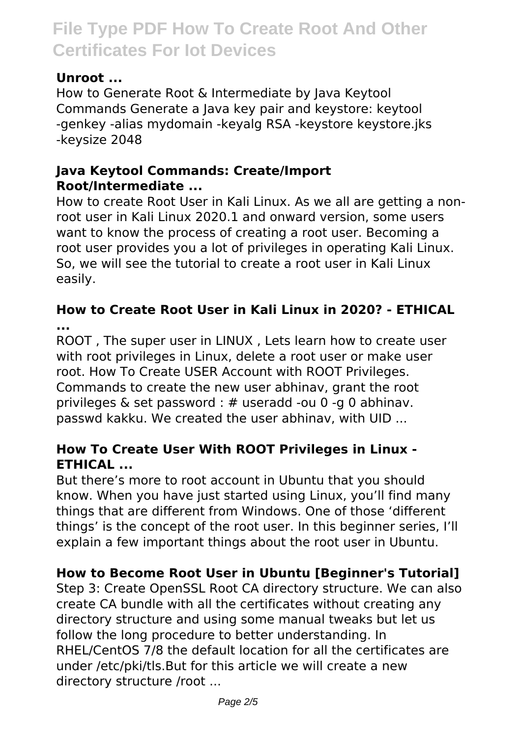### Unroot ...

How to Generate Root & Intermediate by Java Keytool Commands Generate a Java key pair and keystore: keytool -genkey -alias mydomain -keyalg RSA -keystore keystore.jks -keysize 2048

### Java Keytool Commands: Create/Import Root/Intermediate ...

How to create Root User in Kali Linux. As we all are getting a non-root user in Kali Linux 2020.1 and onward version, some users want to know the process of creating a root user. Becoming a root user provides you a lot of privileges in operating Kali Linux. So, we will see the tutorial to create a root user in Kali Linux easily.

### How to Create Root User in Kali Linux in 2020? - ETHICAL ...

ROOT , The super user in LINUX , Lets learn how to create user with root privileges in Linux, delete a root user or make user root. How To Create USER Account with ROOT Privileges. Commands to create the new user abhinav, grant the root privileges & set password : # useradd -ou 0 -g 0 abhinav. passwd kakku. We created the user abhinav, with UID ...

### How To Create User With ROOT Privileges in Linux - ETHICAL ...

But there's more to root account in Ubuntu that you should know. When you have just started using Linux, you'll find many things that are different from Windows. One of those 'different things' is the concept of the root user. In this beginner series, I'll explain a few important things about the root user in Ubuntu.

### How to Become Root User in Ubuntu [Beginner's Tutorial]

Step 3: Create OpenSSL Root CA directory structure. We can also create CA bundle with all the certificates without creating any directory structure and using some manual tweaks but let us follow the long procedure to better understanding. In RHEL/CentOS 7/8 the default location for all the certificates are under /etc/pki/tls.But for this article we will create a new directory structure /root ...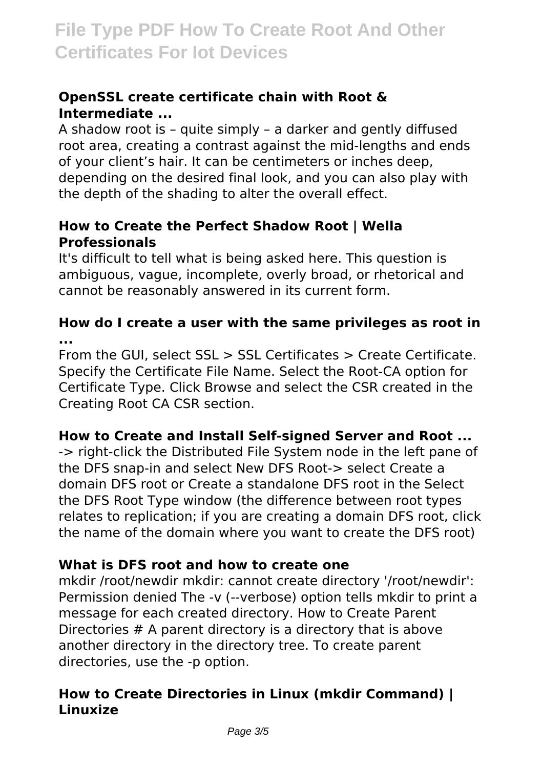### OpenSSL create certificate chain with Root & Intermediate ...

A shadow root is – quite simply – a darker and gently diffused root area, creating a contrast against the mid-lengths and ends of your client's hair. It can be centimeters or inches deep, depending on the desired final look, and you can also play with the depth of the shading to alter the overall effect.

### How to Create the Perfect Shadow Root | Wella Professionals

It's difficult to tell what is being asked here. This question is ambiguous, vague, incomplete, overly broad, or rhetorical and cannot be reasonably answered in its current form.

### How do I create a user with the same privileges as root in ...

From the GUI, select SSL > SSL Certificates > Create Certificate. Specify the Certificate File Name. Select the Root-CA option for Certificate Type. Click Browse and select the CSR created in the Creating Root CA CSR section.

### How to Create and Install Self-signed Server and Root ...

-> right-click the Distributed File System node in the left pane of the DFS snap-in and select New DFS Root-> select Create a domain DFS root or Create a standalone DFS root in the Select the DFS Root Type window (the difference between root types relates to replication; if you are creating a domain DFS root, click the name of the domain where you want to create the DFS root)

### What is DFS root and how to create one

mkdir /root/newdir mkdir: cannot create directory '/root/newdir': Permission denied The -v (--verbose) option tells mkdir to print a message for each created directory. How to Create Parent Directories # A parent directory is a directory that is above another directory in the directory tree. To create parent directories, use the -p option.

### How to Create Directories in Linux (mkdir Command) | Linuxize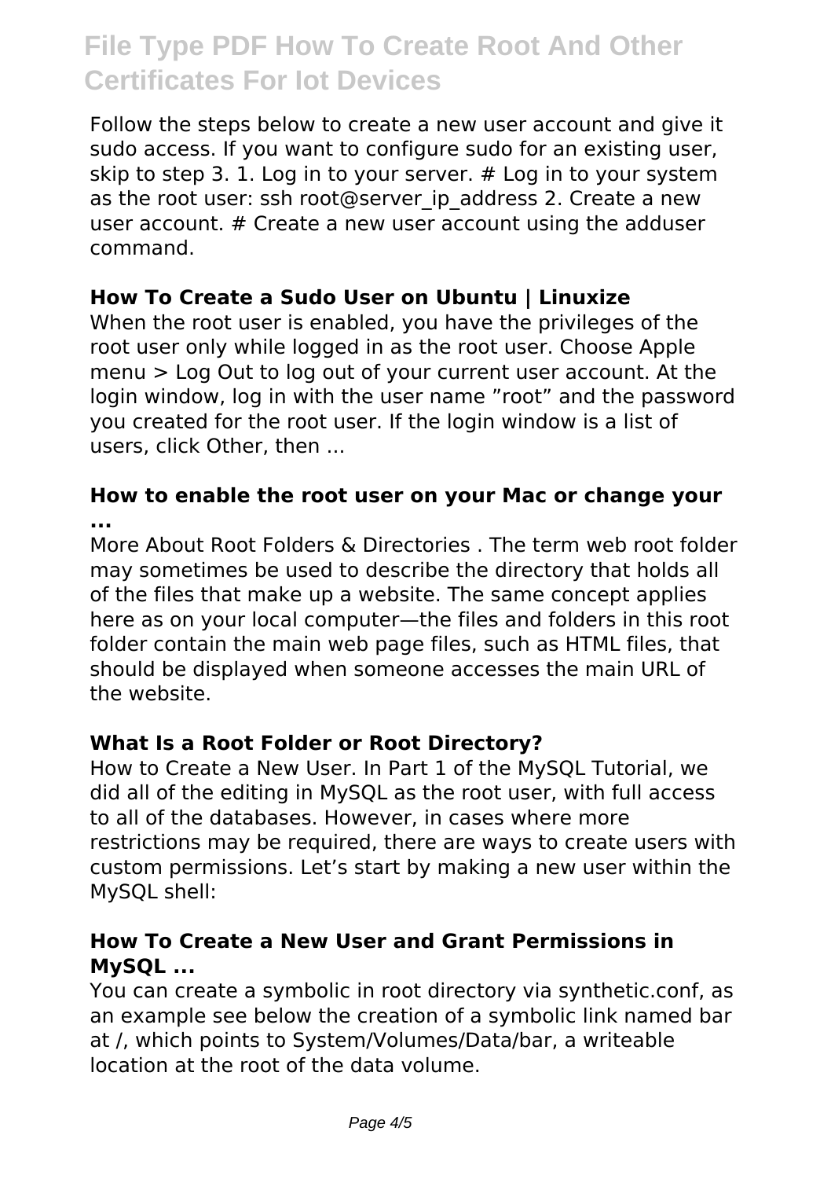Follow the steps below to create a new user account and give it sudo access. If you want to configure sudo for an existing user, skip to step 3. 1. Log in to your server. # Log in to your system as the root user: ssh root@server_ip_address 2. Create a new user account. # Create a new user account using the adduser command.

### How To Create a Sudo User on Ubuntu | Linuxize

When the root user is enabled, you have the privileges of the root user only while logged in as the root user. Choose Apple menu > Log Out to log out of your current user account. At the login window, log in with the user name "root" and the password you created for the root user. If the login window is a list of users, click Other, then ...

### How to enable the root user on your Mac or change your ...

More About Root Folders & Directories . The term web root folder may sometimes be used to describe the directory that holds all of the files that make up a website. The same concept applies here as on your local computer—the files and folders in this root folder contain the main web page files, such as HTML files, that should be displayed when someone accesses the main URL of the website.

### What Is a Root Folder or Root Directory?

How to Create a New User. In Part 1 of the MySQL Tutorial, we did all of the editing in MySQL as the root user, with full access to all of the databases. However, in cases where more restrictions may be required, there are ways to create users with custom permissions. Let's start by making a new user within the MySQL shell:

### How To Create a New User and Grant Permissions in MySQL ...

You can create a symbolic in root directory via synthetic.conf, as an example see below the creation of a symbolic link named bar at /, which points to System/Volumes/Data/bar, a writeable location at the root of the data volume.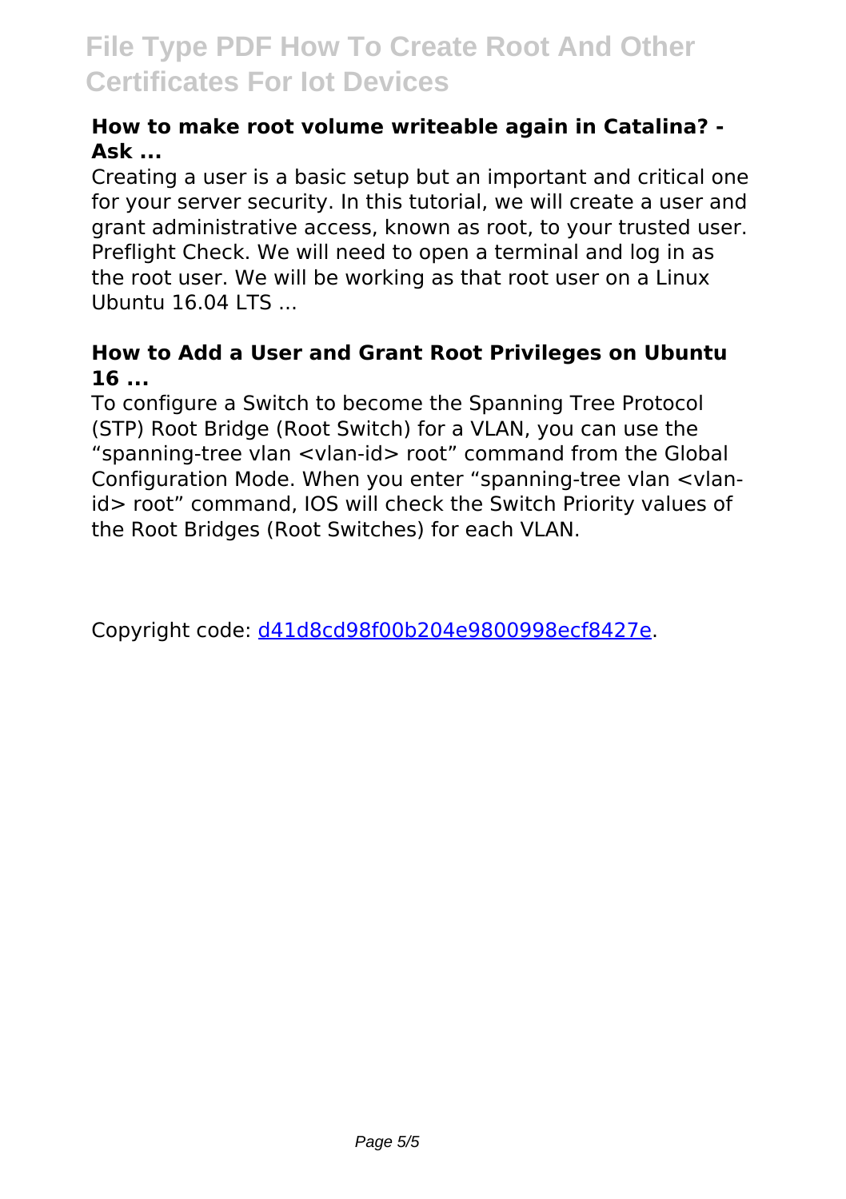**How to make root volume writeable again in Catalina? - Ask ...**

Creating a user is a basic setup but an important and critical one for your server security. In this tutorial, we will create a user and grant administrative access, known as root, to your trusted user. Preflight Check. We will need to open a terminal and log in as the root user. We will be working as that root user on a Linux Ubuntu 16.04 LTS ...

**How to Add a User and Grant Root Privileges on Ubuntu 16 ...**

To configure a Switch to become the Spanning Tree Protocol (STP) Root Bridge (Root Switch) for a VLAN, you can use the “spanning-tree vlan <vlan-id> root” command from the Global Configuration Mode. When you enter “spanning-tree vlan <vlan-id> root” command, IOS will check the Switch Priority values of the Root Bridges (Root Switches) for each VLAN.

Copyright code: d41d8cd98f00b204e9800998ecf8427e.